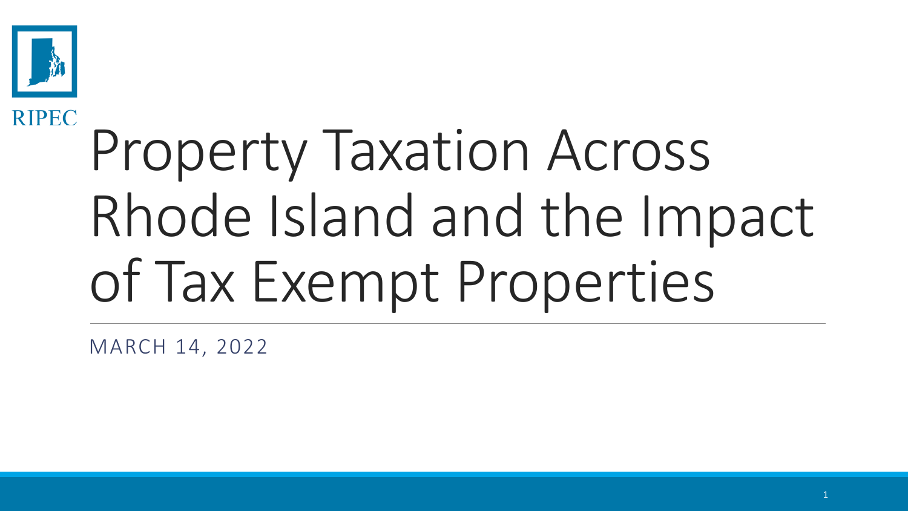RIPEC

# Property Taxation Across Rhode Island and the Impact of Tax Exempt Properties

MARCH 14, 2022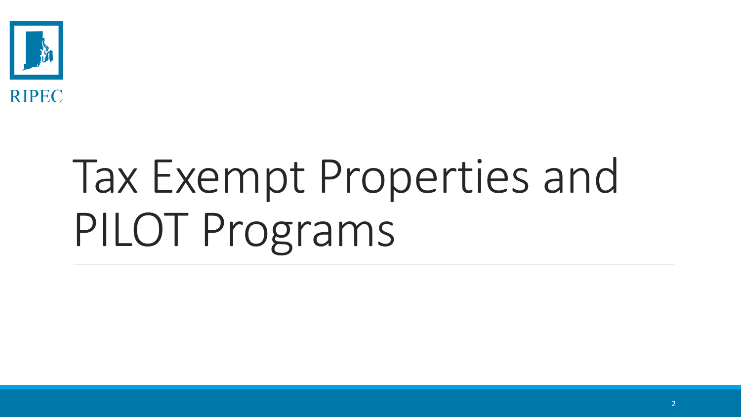# Tax Exempt Properties and PILOT Programs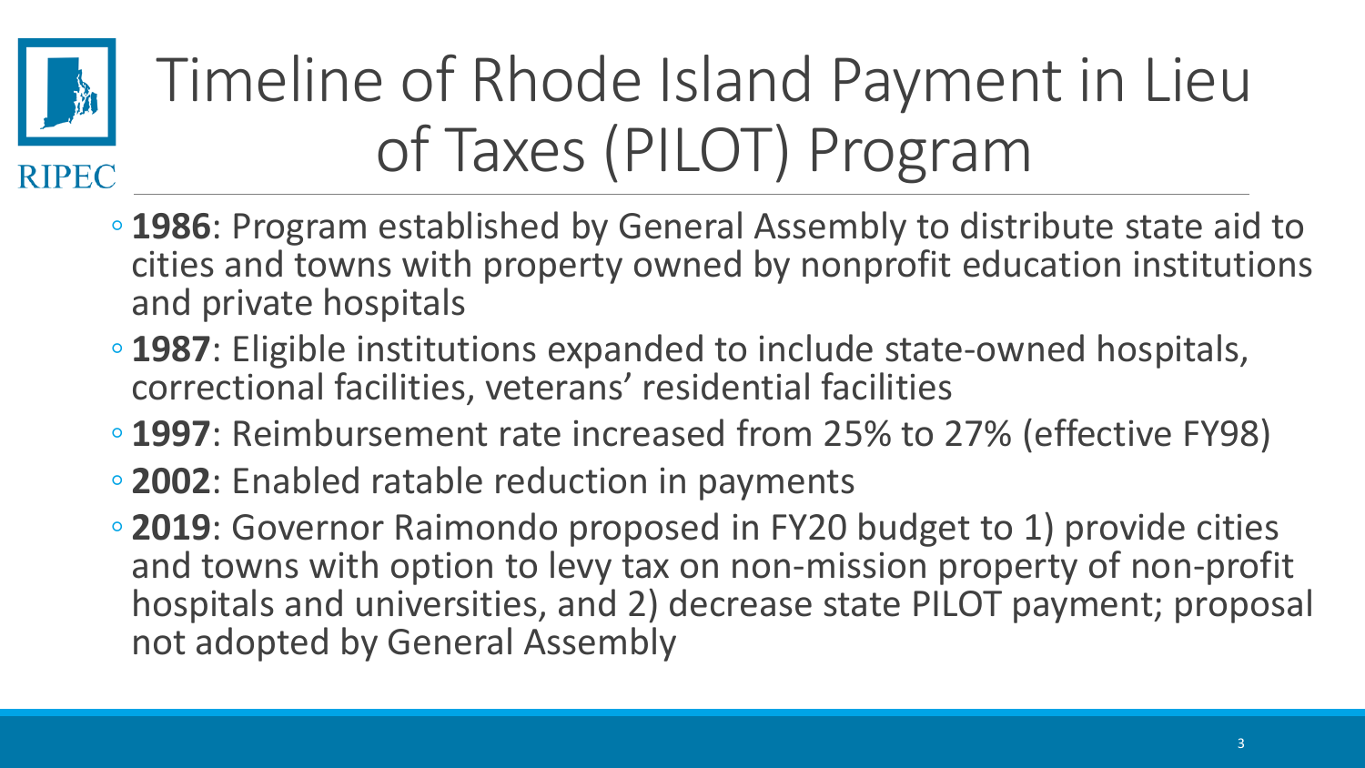# Timeline of Rhode Island Payment in Lieu of Taxes (PILOT) Program

- **1986**: Program established by General Assembly to distribute state aid to cities and towns with property owned by nonprofit education institutions and private hospitals
- **1987**: Eligible institutions expanded to include state-owned hospitals, correctional facilities, veterans' residential facilities
- **1997**: Reimbursement rate increased from 25% to 27% (effective FY98)
- **2002**: Enabled ratable reduction in payments
- **2019**: Governor Raimondo proposed in FY20 budget to 1) provide cities and towns with option to levy tax on non-mission property of non-profit hospitals and universities, and 2) decrease state PILOT payment; proposal not adopted by General Assembly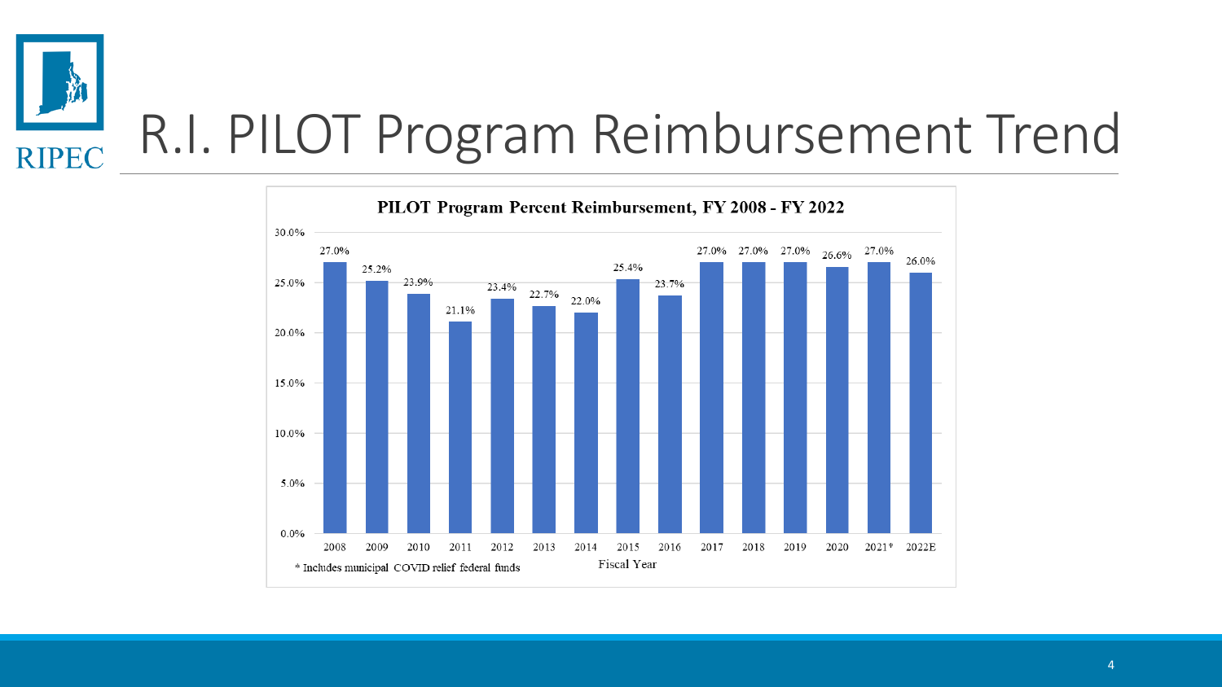# R.I. PILOT Program Reimbursement Trend

**PILOT Program Percent Reimbursement, FY 2008 - FY 2022**

| Fiscal Year | Percent Reimbursement |
|---|---|
| 2008 | 27.0% |
| 2009 | 25.2% |
| 2010 | 23.9% |
| 2011 | 21.1% |
| 2012 | 23.4% |
| 2013 | 22.7% |
| 2014 | 22.0% |
| 2015 | 25.4% |
| 2016 | 23.7% |
| 2017 | 27.0% |
| 2018 | 27.0% |
| 2019 | 27.0% |
| 2020 | 26.6% |
| 2021* | 27.0% |
| 2022E | 26.0% |

* Includes municipal COVID relief federal funds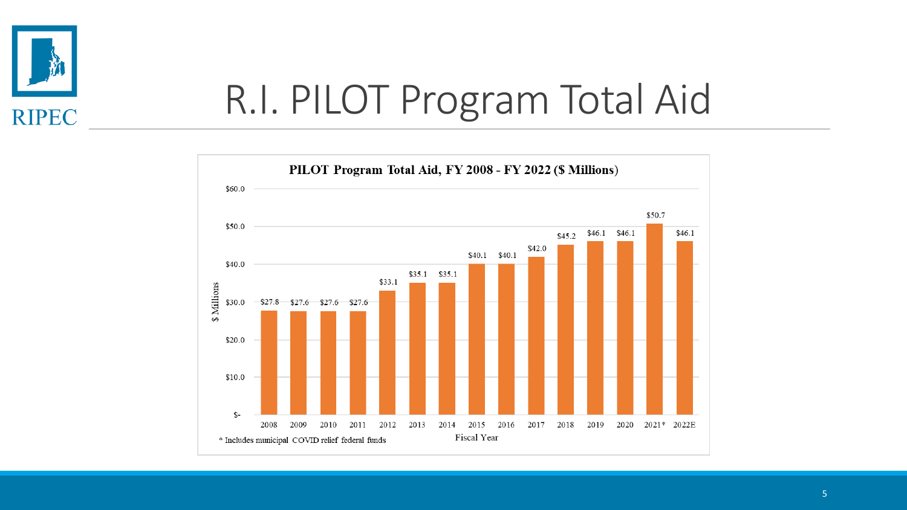# R.I. PILOT Program Total Aid

**PILOT Program Total Aid, FY 2008 - FY 2022 ($ Millions)**

| Fiscal Year | $ Millions |
|---|---|
| 2008 | $27.8 |
| 2009 | $27.6 |
| 2010 | $27.6 |
| 2011 | $27.6 |
| 2012 | $33.1 |
| 2013 | $35.1 |
| 2014 | $35.1 |
| 2015 | $40.1 |
| 2016 | $40.1 |
| 2017 | $42.0 |
| 2018 | $45.2 |
| 2019 | $46.1 |
| 2020 | $46.1 |
| 2021* | $50.7 |
| 2022E | $46.1 |

* Includes municipal COVID relief federal funds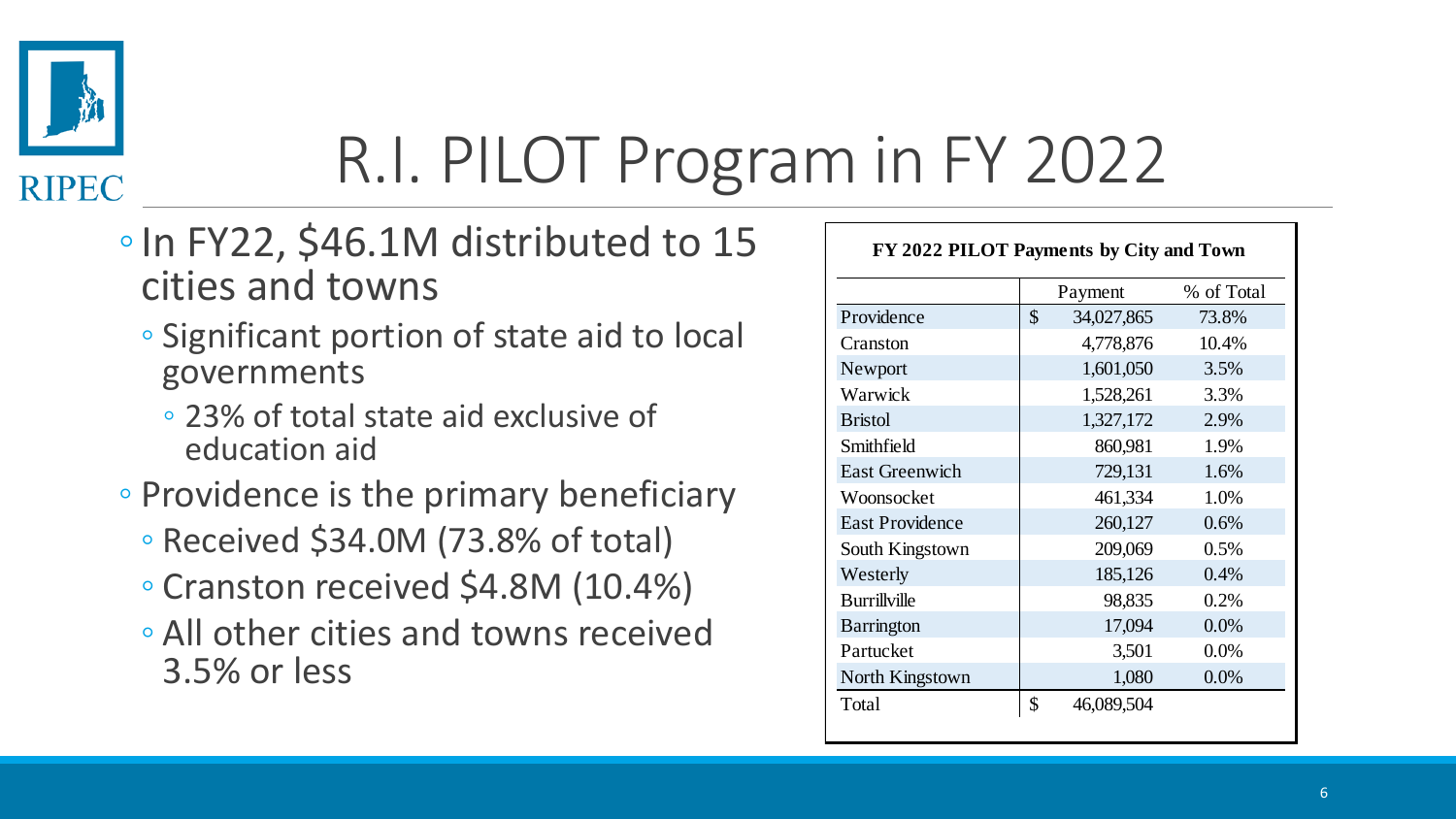# R.I. PILOT Program in FY 2022

- In FY22, $46.1M distributed to 15 cities and towns
  - Significant portion of state aid to local governments
    - 23% of total state aid exclusive of education aid
- Providence is the primary beneficiary
  - Received $34.0M (73.8% of total)
  - Cranston received $4.8M (10.4%)
  - All other cities and towns received 3.5% or less

**FY 2022 PILOT Payments by City and Town**

| | Payment | % of Total |
|---|---|---|
| Providence | $ 34,027,865 | 73.8% |
| Cranston | 4,778,876 | 10.4% |
| Newport | 1,601,050 | 3.5% |
| Warwick | 1,528,261 | 3.3% |
| Bristol | 1,327,172 | 2.9% |
| Smithfield | 860,981 | 1.9% |
| East Greenwich | 729,131 | 1.6% |
| Woonsocket | 461,334 | 1.0% |
| East Providence | 260,127 | 0.6% |
| South Kingstown | 209,069 | 0.5% |
| Westerly | 185,126 | 0.4% |
| Burrillville | 98,835 | 0.2% |
| Barrington | 17,094 | 0.0% |
| Partucket | 3,501 | 0.0% |
| North Kingstown | 1,080 | 0.0% |
| Total | $ 46,089,504 | |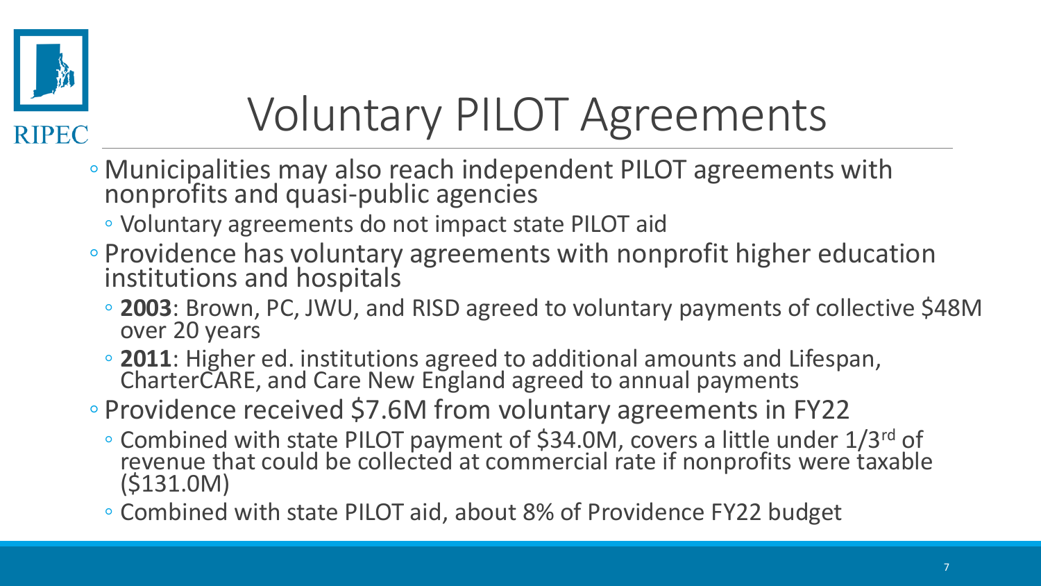# Voluntary PILOT Agreements

- Municipalities may also reach independent PILOT agreements with nonprofits and quasi-public agencies
  - Voluntary agreements do not impact state PILOT aid
- Providence has voluntary agreements with nonprofit higher education institutions and hospitals
  - **2003**: Brown, PC, JWU, and RISD agreed to voluntary payments of collective $48M over 20 years
  - **2011**: Higher ed. institutions agreed to additional amounts and Lifespan, CharterCARE, and Care New England agreed to annual payments
- Providence received $7.6M from voluntary agreements in FY22
  - Combined with state PILOT payment of $34.0M, covers a little under 1/3rd of revenue that could be collected at commercial rate if nonprofits were taxable ($131.0M)
  - Combined with state PILOT aid, about 8% of Providence FY22 budget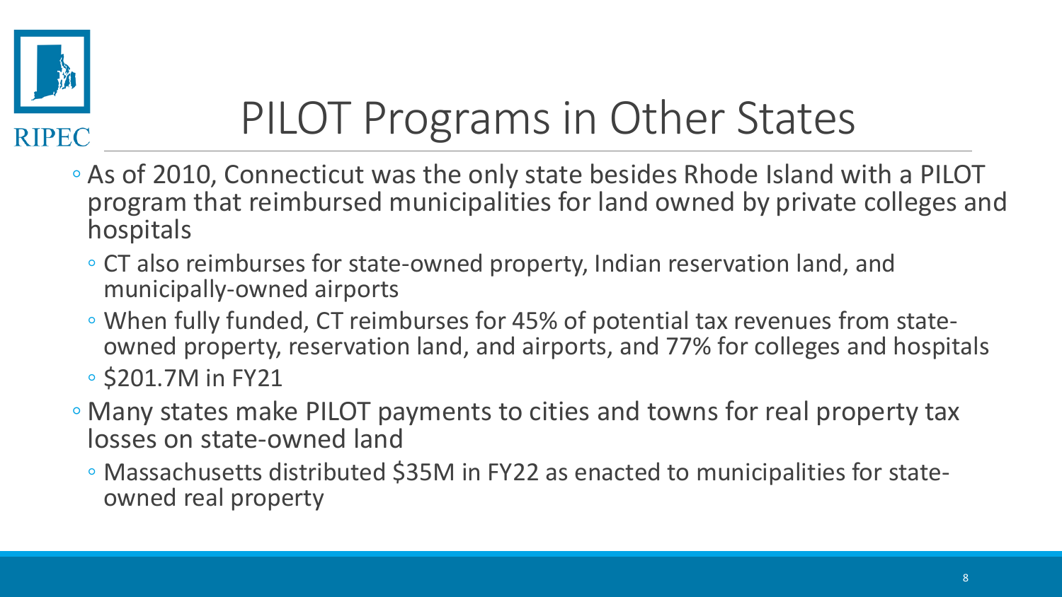# PILOT Programs in Other States

- As of 2010, Connecticut was the only state besides Rhode Island with a PILOT program that reimbursed municipalities for land owned by private colleges and hospitals
  - CT also reimburses for state-owned property, Indian reservation land, and municipally-owned airports
  - When fully funded, CT reimburses for 45% of potential tax revenues from state-owned property, reservation land, and airports, and 77% for colleges and hospitals
  - $201.7M in FY21
- Many states make PILOT payments to cities and towns for real property tax losses on state-owned land
  - Massachusetts distributed $35M in FY22 as enacted to municipalities for state-owned real property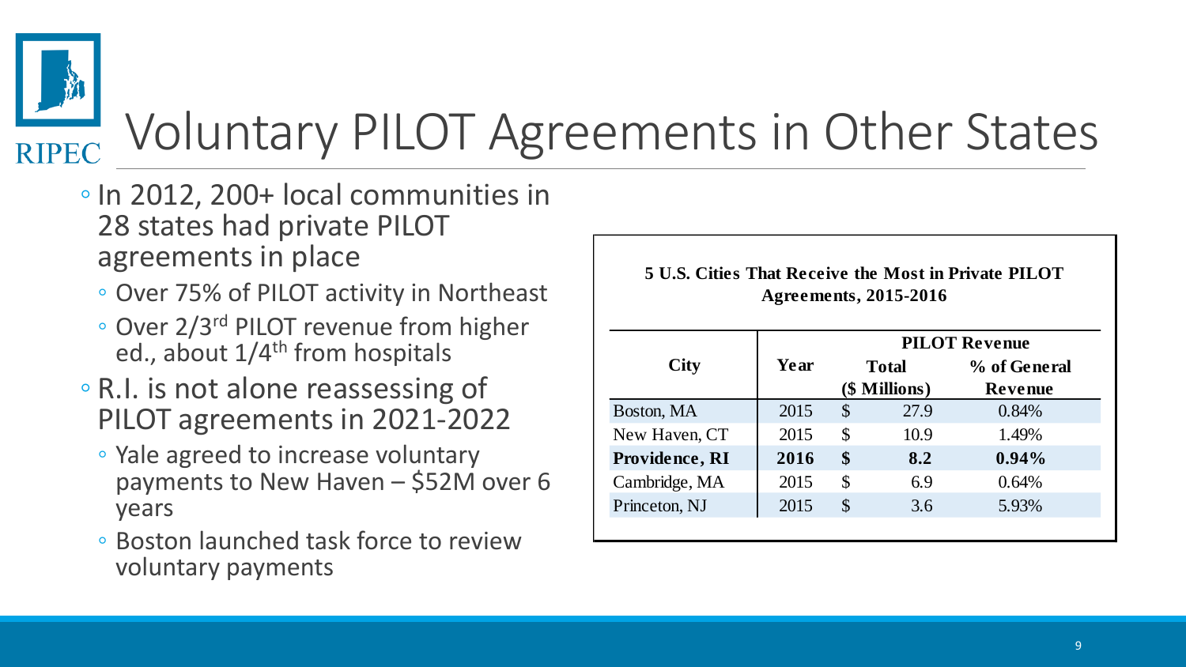# Voluntary PILOT Agreements in Other States

- In 2012, 200+ local communities in 28 states had private PILOT agreements in place
  - Over 75% of PILOT activity in Northeast
  - Over 2/3rd PILOT revenue from higher ed., about 1/4th from hospitals
- R.I. is not alone reassessing of PILOT agreements in 2021-2022
  - Yale agreed to increase voluntary payments to New Haven – $52M over 6 years
  - Boston launched task force to review voluntary payments

**5 U.S. Cities That Receive the Most in Private PILOT Agreements, 2015-2016**

| City | Year | PILOT Revenue | |
|---|---|---|---|
| | | Total ($ Millions) | % of General Revenue |
| Boston, MA | 2015 | $ 27.9 | 0.84% |
| New Haven, CT | 2015 | $ 10.9 | 1.49% |
| **Providence, RI** | **2016** | **$ 8.2** | **0.94%** |
| Cambridge, MA | 2015 | $ 6.9 | 0.64% |
| Princeton, NJ | 2015 | $ 3.6 | 5.93% |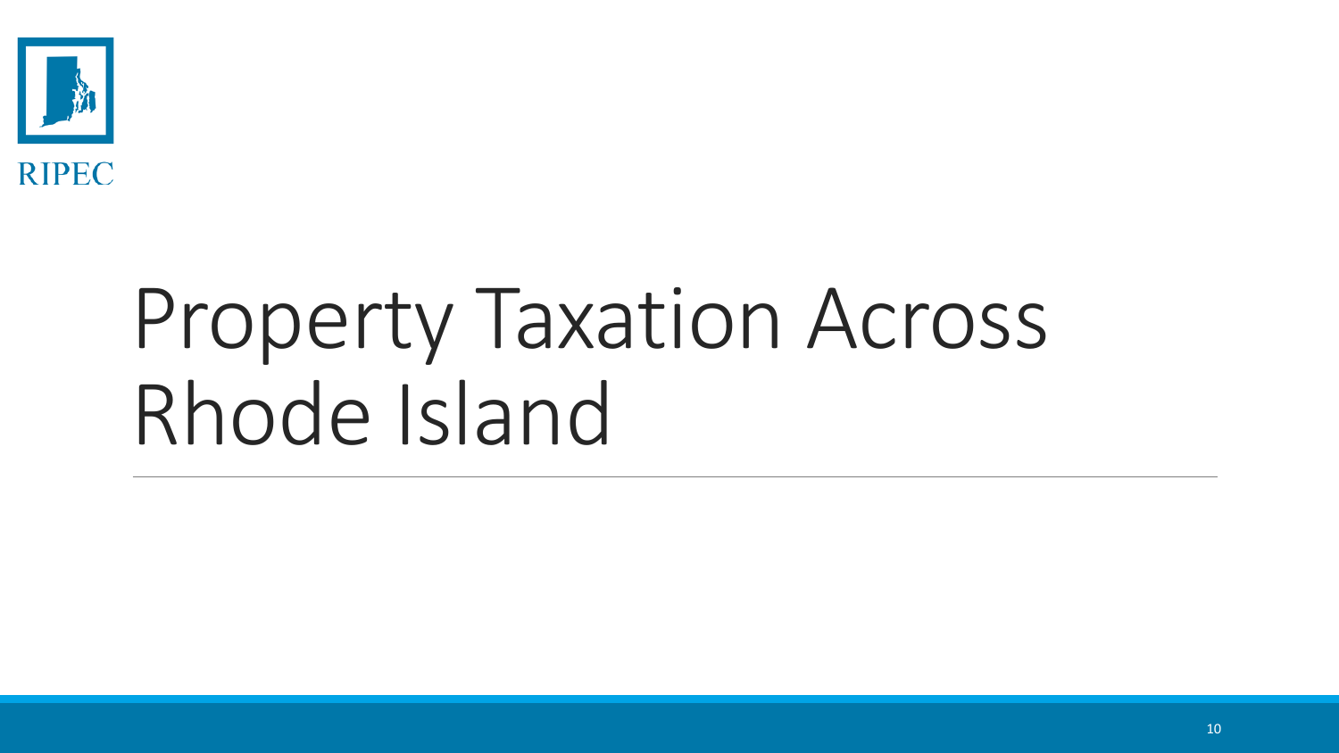# Property Taxation Across Rhode Island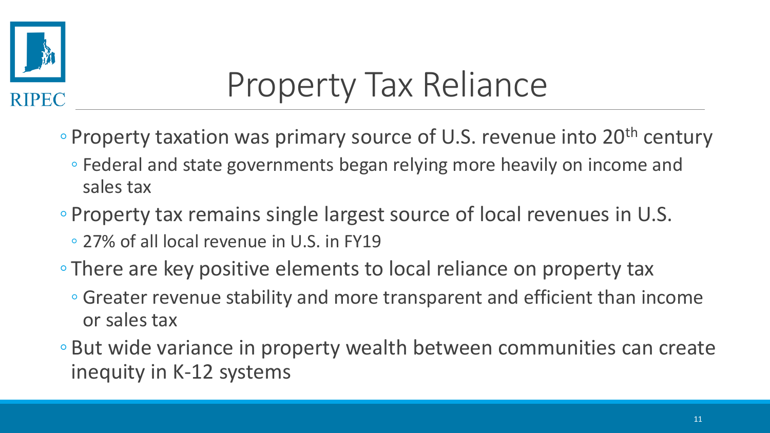# Property Tax Reliance

- Property taxation was primary source of U.S. revenue into 20th century
  - Federal and state governments began relying more heavily on income and sales tax
- Property tax remains single largest source of local revenues in U.S.
  - 27% of all local revenue in U.S. in FY19
- There are key positive elements to local reliance on property tax
  - Greater revenue stability and more transparent and efficient than income or sales tax
- But wide variance in property wealth between communities can create inequity in K-12 systems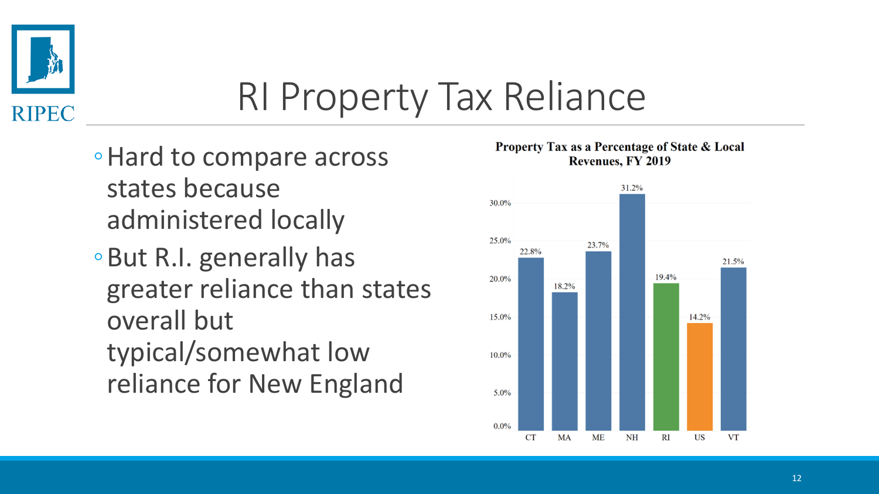# RI Property Tax Reliance

- Hard to compare across states because administered locally
- But R.I. generally has greater reliance than states overall but typical/somewhat low reliance for New England

**Property Tax as a Percentage of State & Local Revenues, FY 2019**

| State | Property Tax % |
|---|---|
| CT | 22.8% |
| MA | 18.2% |
| ME | 23.7% |
| NH | 31.2% |
| RI | 19.4% |
| US | 14.2% |
| VT | 21.5% |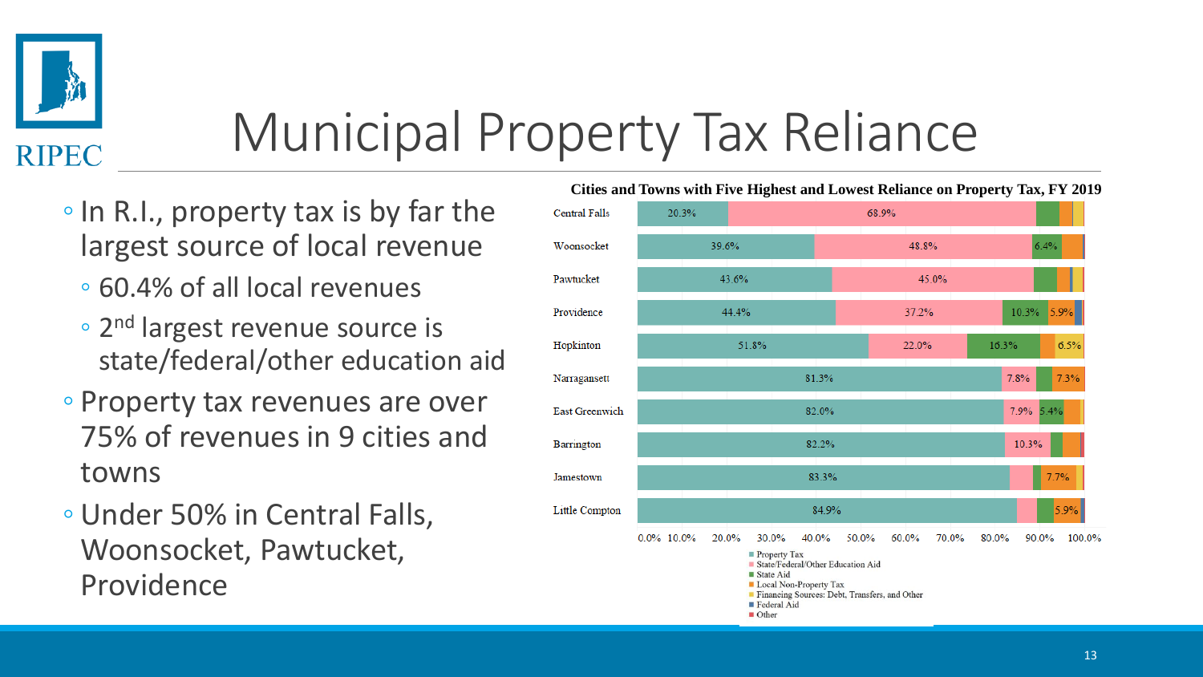# Municipal Property Tax Reliance

- In R.I., property tax is by far the largest source of local revenue
  - 60.4% of all local revenues
  - 2nd largest revenue source is state/federal/other education aid
- Property tax revenues are over 75% of revenues in 9 cities and towns
- Under 50% in Central Falls, Woonsocket, Pawtucket, Providence

**Cities and Towns with Five Highest and Lowest Reliance on Property Tax, FY 2019**

| City/Town | Property Tax | State/Federal/Other Education Aid | State Aid | Local Non-Property Tax | Financing Sources: Debt, Transfers, and Other | Federal Aid | Other |
|---|---|---|---|---|---|---|---|
| Central Falls | 20.3% | 68.9% | | | | | |
| Woonsocket | 39.6% | 48.8% | 6.4% | | | | |
| Pawtucket | 43.6% | 45.0% | | | | | |
| Providence | 44.4% | 37.2% | 10.3% | 5.9% | | | |
| Hopkinton | 51.8% | 22.0% | 16.3% | | 6.5% | | |
| Narragansett | 81.3% | 7.8% | | 7.3% | | | |
| East Greenwich | 82.0% | 7.9% | 5.4% | | | | |
| Barrington | 82.2% | 10.3% | | | | | |
| Jamestown | 83.3% | | | 7.7% | | | |
| Little Compton | 84.9% | | | 5.9% | | | |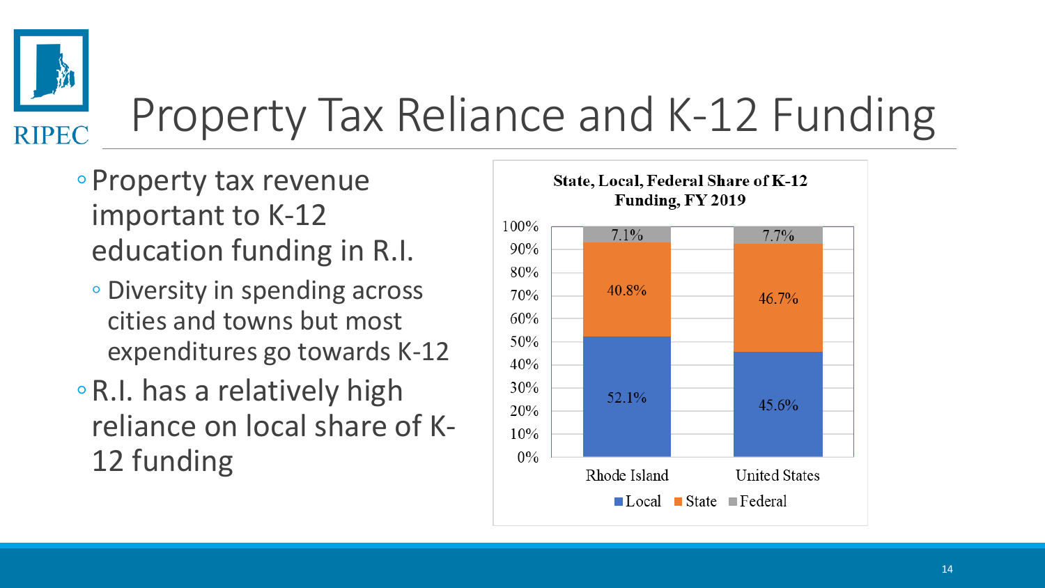# Property Tax Reliance and K-12 Funding

- Property tax revenue important to K-12 education funding in R.I.
  - Diversity in spending across cities and towns but most expenditures go towards K-12
- R.I. has a relatively high reliance on local share of K-12 funding

**State, Local, Federal Share of K-12 Funding, FY 2019**

| | Local | State | Federal |
|---|---|---|---|
| Rhode Island | 52.1% | 40.8% | 7.1% |
| United States | 45.6% | 46.7% | 7.7% |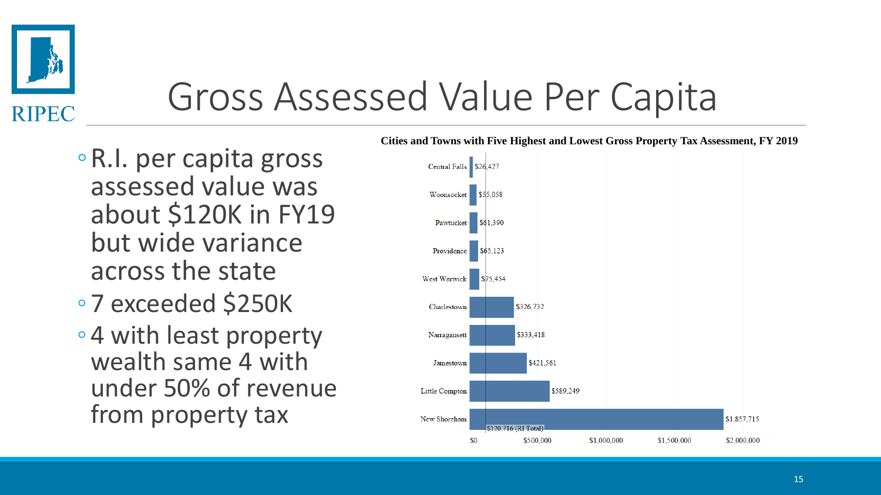# Gross Assessed Value Per Capita

- R.I. per capita gross assessed value was about $120K in FY19 but wide variance across the state
- 7 exceeded $250K
- 4 with least property wealth same 4 with under 50% of revenue from property tax

**Cities and Towns with Five Highest and Lowest Gross Property Tax Assessment, FY 2019**

| City/Town | Gross Assessed Value Per Capita |
| --- | --- |
| Central Falls | $26,427 |
| Woonsocket | $55,058 |
| Pawtucket | $61,390 |
| Providence | $65,123 |
| West Warwick | $75,454 |
| Charlestown | $326,732 |
| Narragansett | $333,418 |
| Jamestown | $421,561 |
| Little Compton | $589,249 |
| New Shoreham | $1,857,715 |

$120,716 (RI Total)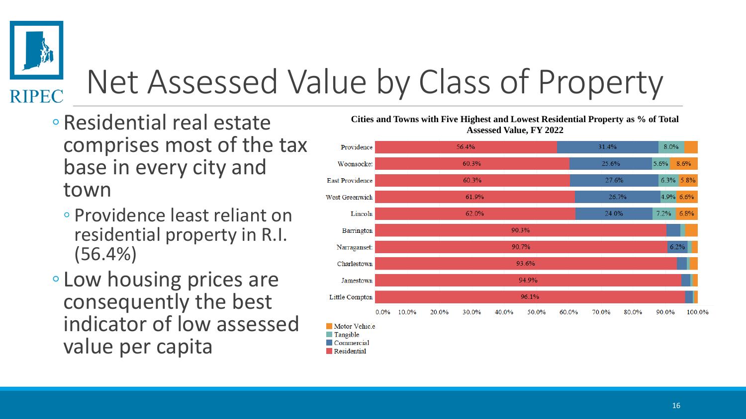# Net Assessed Value by Class of Property

- Residential real estate comprises most of the tax base in every city and town
  - Providence least reliant on residential property in R.I. (56.4%)
- Low housing prices are consequently the best indicator of low assessed value per capita

**Cities and Towns with Five Highest and Lowest Residential Property as % of Total Assessed Value, FY 2022**

| City/Town | Residential | Commercial | Tangible | Motor Vehicle |
|---|---|---|---|---|
| Providence | 56.4% | 31.4% | 8.0% | |
| Woonsocket | 60.3% | 25.6% | 5.6% | 8.6% |
| East Providence | 60.3% | 27.6% | 6.3% | 5.8% |
| West Greenwich | 61.9% | 26.7% | 4.9% | 6.6% |
| Lincoln | 62.0% | 24.0% | 7.2% | 6.8% |
| Barrington | 90.3% | | | |
| Narragansett | 90.7% | 6.2% | | |
| Charlestown | 93.6% | | | |
| Jamestown | 94.9% | | | |
| Little Compton | 96.1% | | | |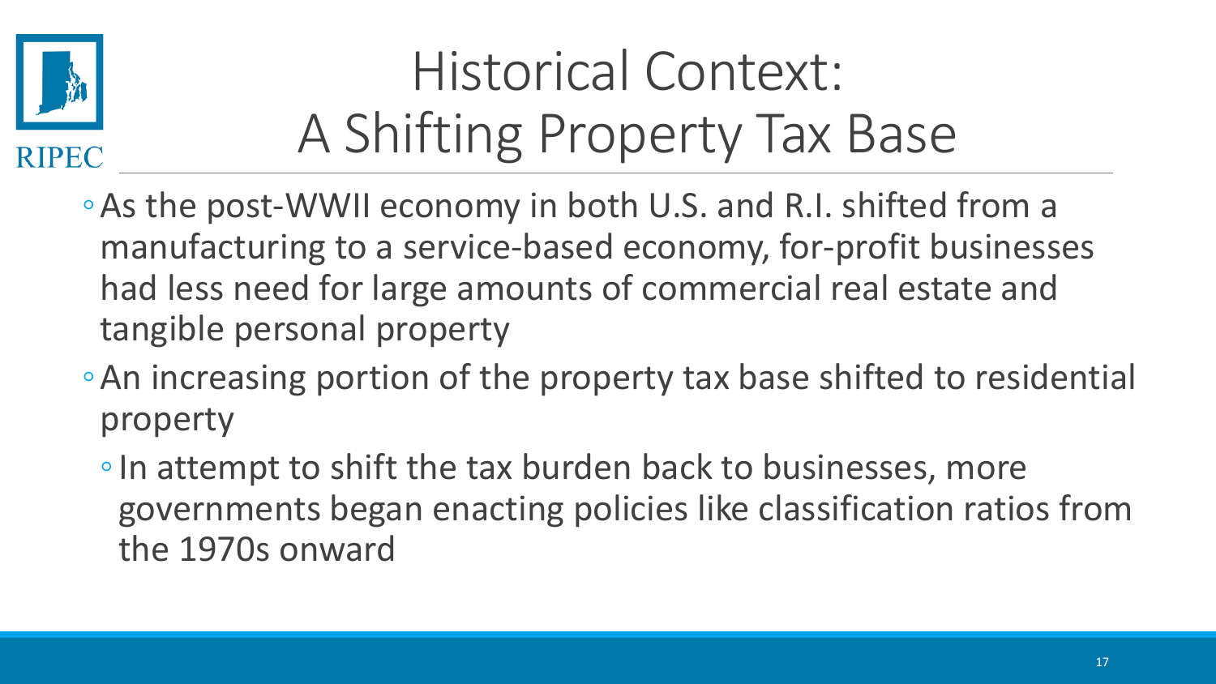# Historical Context: A Shifting Property Tax Base

- As the post-WWII economy in both U.S. and R.I. shifted from a manufacturing to a service-based economy, for-profit businesses had less need for large amounts of commercial real estate and tangible personal property
- An increasing portion of the property tax base shifted to residential property
  - In attempt to shift the tax burden back to businesses, more governments began enacting policies like classification ratios from the 1970s onward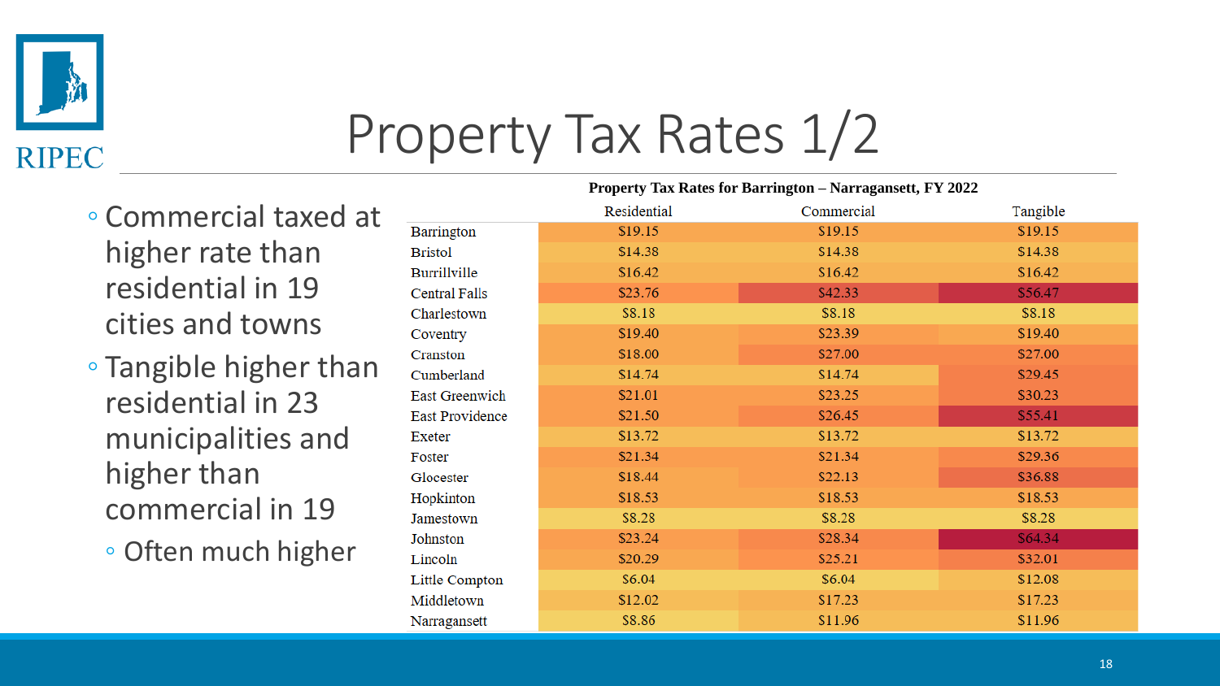# Property Tax Rates 1/2

- Commercial taxed at higher rate than residential in 19 cities and towns
- Tangible higher than residential in 23 municipalities and higher than commercial in 19
  - Often much higher

**Property Tax Rates for Barrington – Narragansett, FY 2022**

| | Residential | Commercial | Tangible |
|---|---|---|---|
| Barrington | $19.15 | $19.15 | $19.15 |
| Bristol | $14.38 | $14.38 | $14.38 |
| Burrillville | $16.42 | $16.42 | $16.42 |
| Central Falls | $23.76 | $42.33 | $56.47 |
| Charlestown | $8.18 | $8.18 | $8.18 |
| Coventry | $19.40 | $23.39 | $19.40 |
| Cranston | $18.00 | $27.00 | $27.00 |
| Cumberland | $14.74 | $14.74 | $29.45 |
| East Greenwich | $21.01 | $23.25 | $30.23 |
| East Providence | $21.50 | $26.45 | $55.41 |
| Exeter | $13.72 | $13.72 | $13.72 |
| Foster | $21.34 | $21.34 | $29.36 |
| Glocester | $18.44 | $22.13 | $36.88 |
| Hopkinton | $18.53 | $18.53 | $18.53 |
| Jamestown | $8.28 | $8.28 | $8.28 |
| Johnston | $23.24 | $28.34 | $64.34 |
| Lincoln | $20.29 | $25.21 | $32.01 |
| Little Compton | $6.04 | $6.04 | $12.08 |
| Middletown | $12.02 | $17.23 | $17.23 |
| Narragansett | $8.86 | $11.96 | $11.96 |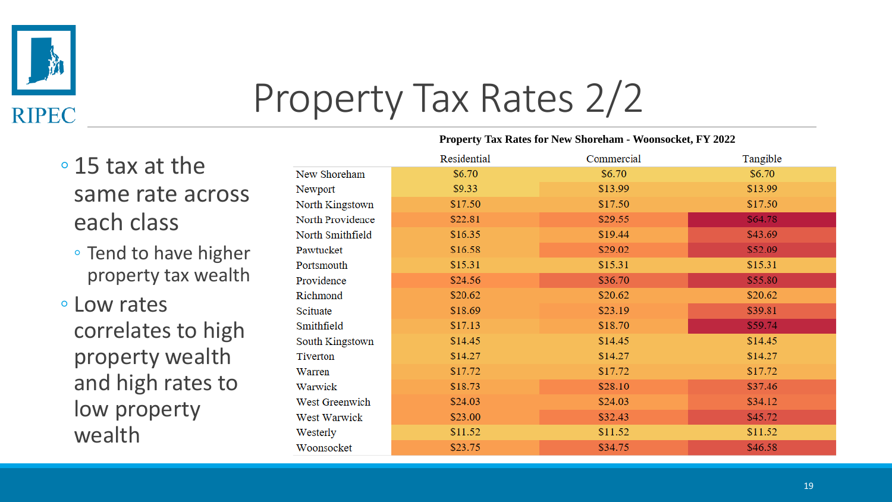# Property Tax Rates 2/2

- 15 tax at the same rate across each class
  - Tend to have higher property tax wealth
- Low rates correlates to high property wealth and high rates to low property wealth

**Property Tax Rates for New Shoreham - Woonsocket, FY 2022**

| | Residential | Commercial | Tangible |
|---|---|---|---|
| New Shoreham | $6.70 | $6.70 | $6.70 |
| Newport | $9.33 | $13.99 | $13.99 |
| North Kingstown | $17.50 | $17.50 | $17.50 |
| North Providence | $22.81 | $29.55 | $64.78 |
| North Smithfield | $16.35 | $19.44 | $43.69 |
| Pawtucket | $16.58 | $29.02 | $52.09 |
| Portsmouth | $15.31 | $15.31 | $15.31 |
| Providence | $24.56 | $36.70 | $55.80 |
| Richmond | $20.62 | $20.62 | $20.62 |
| Scituate | $18.69 | $23.19 | $39.81 |
| Smithfield | $17.13 | $18.70 | $59.74 |
| South Kingstown | $14.45 | $14.45 | $14.45 |
| Tiverton | $14.27 | $14.27 | $14.27 |
| Warren | $17.72 | $17.72 | $17.72 |
| Warwick | $18.73 | $28.10 | $37.46 |
| West Greenwich | $24.03 | $24.03 | $34.12 |
| West Warwick | $23.00 | $32.43 | $45.72 |
| Westerly | $11.52 | $11.52 | $11.52 |
| Woonsocket | $23.75 | $34.75 | $46.58 |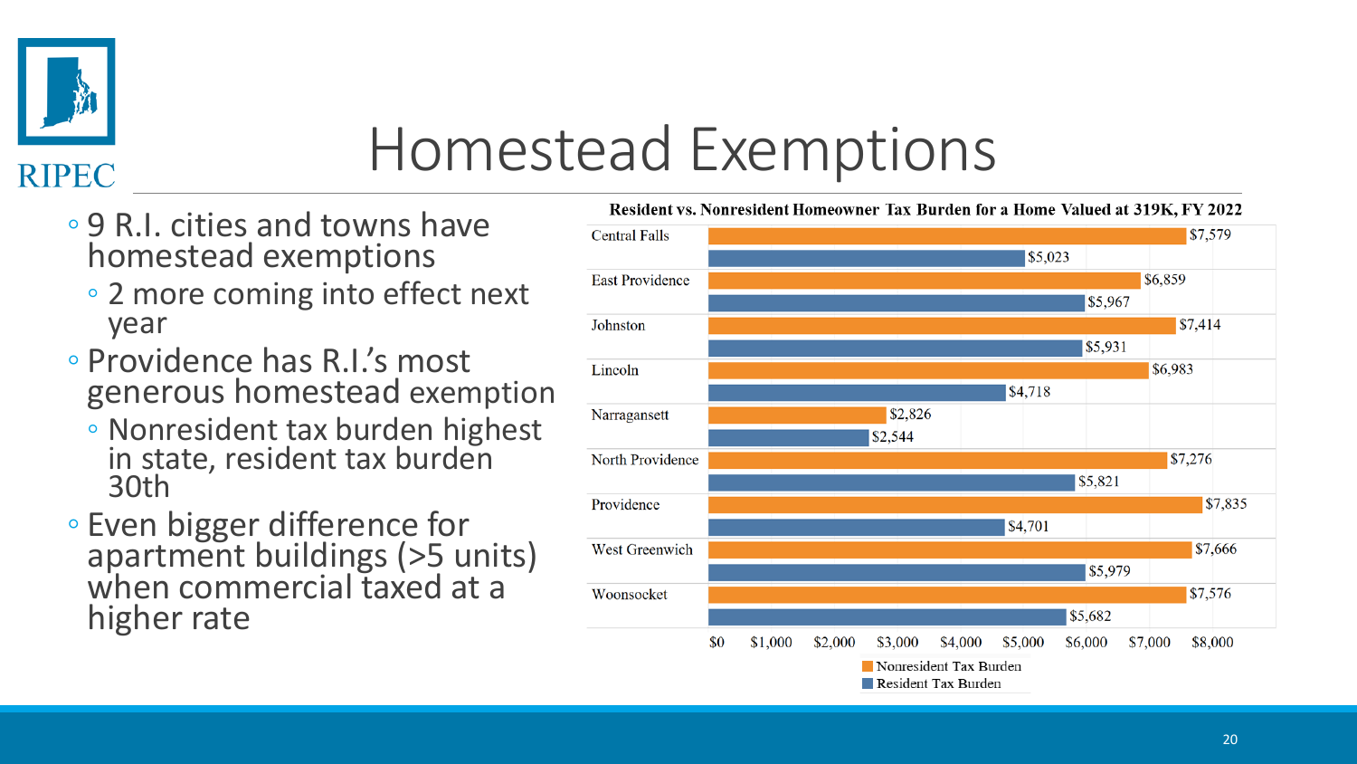# Homestead Exemptions

- 9 R.I. cities and towns have homestead exemptions
  - 2 more coming into effect next year
- Providence has R.I.'s most generous homestead exemption
  - Nonresident tax burden highest in state, resident tax burden 30th
- Even bigger difference for apartment buildings (>5 units) when commercial taxed at a higher rate

**Resident vs. Nonresident Homeowner Tax Burden for a Home Valued at 319K, FY 2022**

| Municipality | Nonresident Tax Burden | Resident Tax Burden |
|---|---|---|
| Central Falls | $7,579 | $5,023 |
| East Providence | $6,859 | $5,967 |
| Johnston | $7,414 | $5,931 |
| Lincoln | $6,983 | $4,718 |
| Narragansett | $2,826 | $2,544 |
| North Providence | $7,276 | $5,821 |
| Providence | $7,835 | $4,701 |
| West Greenwich | $7,666 | $5,979 |
| Woonsocket | $7,576 | $5,682 |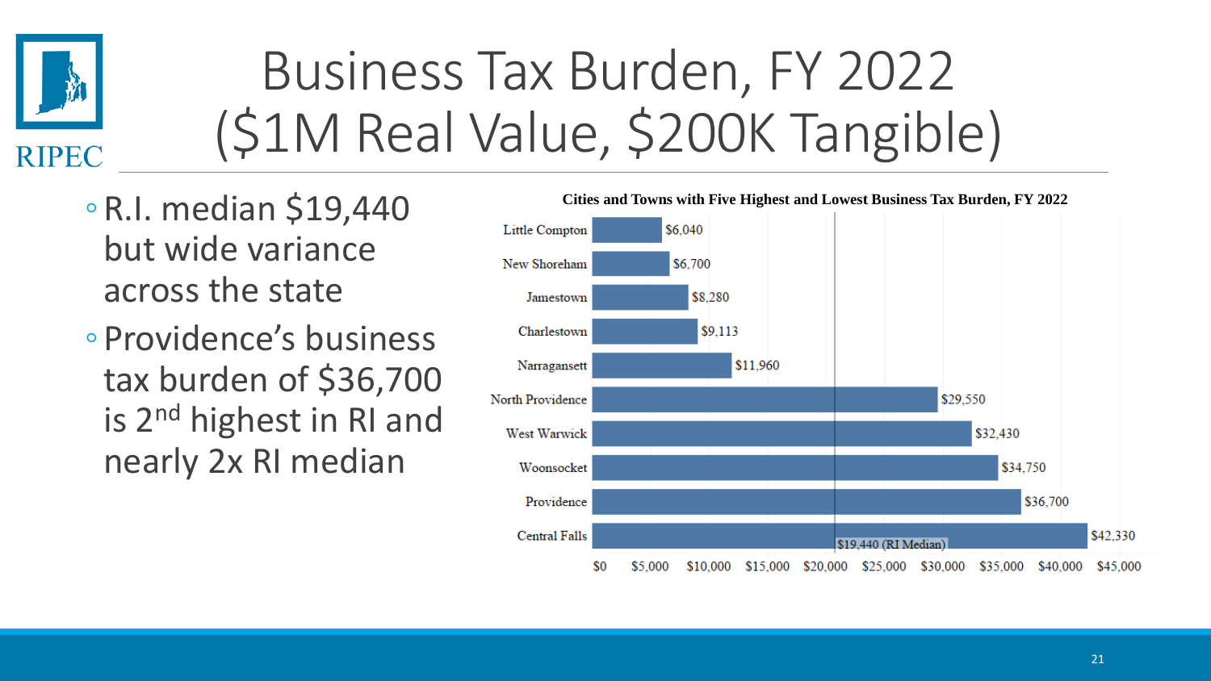# Business Tax Burden, FY 2022 ($1M Real Value, $200K Tangible)

- R.I. median $19,440 but wide variance across the state
- Providence's business tax burden of $36,700 is 2nd highest in RI and nearly 2x RI median

**Cities and Towns with Five Highest and Lowest Business Tax Burden, FY 2022**

| City/Town | Business Tax Burden |
| --- | --- |
| Little Compton | $6,040 |
| New Shoreham | $6,700 |
| Jamestown | $8,280 |
| Charlestown | $9,113 |
| Narragansett | $11,960 |
| North Providence | $29,550 |
| West Warwick | $32,430 |
| Woonsocket | $34,750 |
| Providence | $36,700 |
| Central Falls | $42,330 |

$19,440 (RI Median)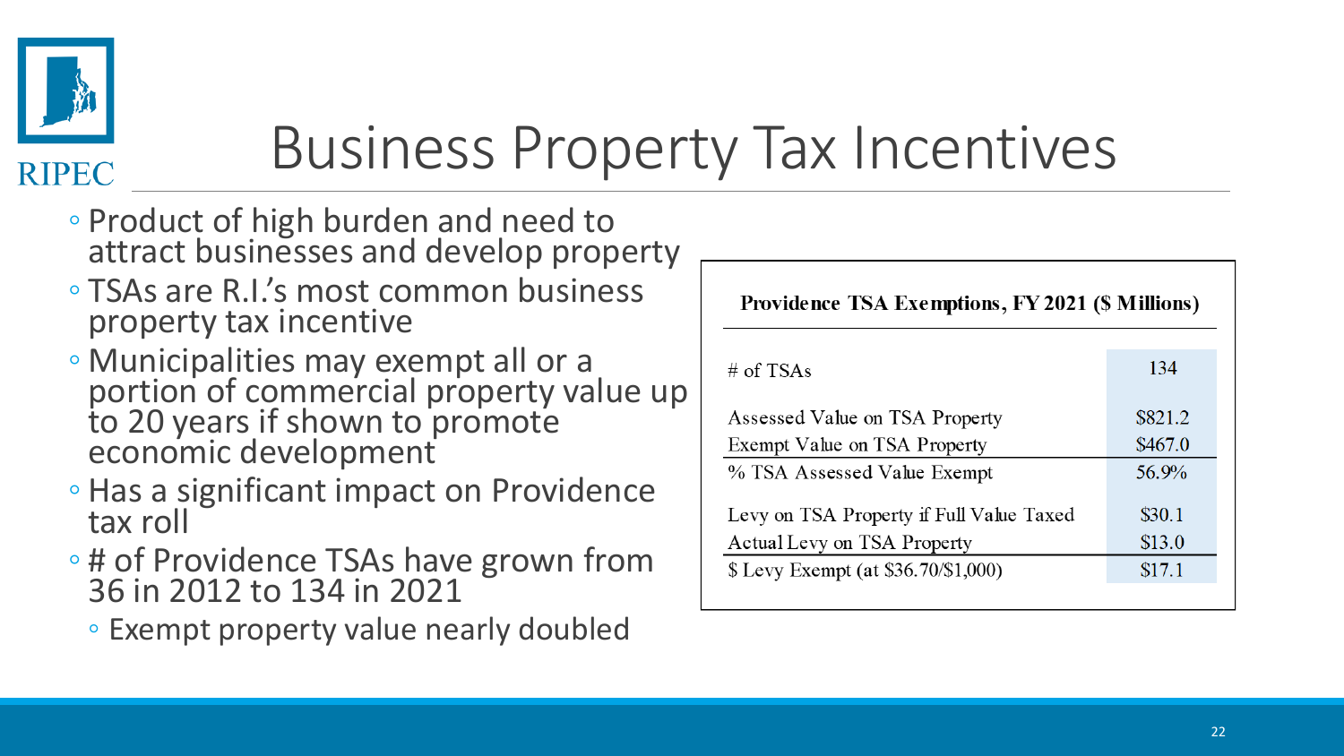# Business Property Tax Incentives

- Product of high burden and need to attract businesses and develop property
- TSAs are R.I.'s most common business property tax incentive
- Municipalities may exempt all or a portion of commercial property value up to 20 years if shown to promote economic development
- Has a significant impact on Providence tax roll
- # of Providence TSAs have grown from 36 in 2012 to 134 in 2021
  - Exempt property value nearly doubled

**Providence TSA Exemptions, FY 2021 ($ Millions)**

| | |
|---|---|
| # of TSAs | 134 |
| Assessed Value on TSA Property | $821.2 |
| Exempt Value on TSA Property | $467.0 |
| % TSA Assessed Value Exempt | 56.9% |
| Levy on TSA Property if Full Value Taxed | $30.1 |
| Actual Levy on TSA Property | $13.0 |
| $ Levy Exempt (at $36.70/$1,000) | $17.1 |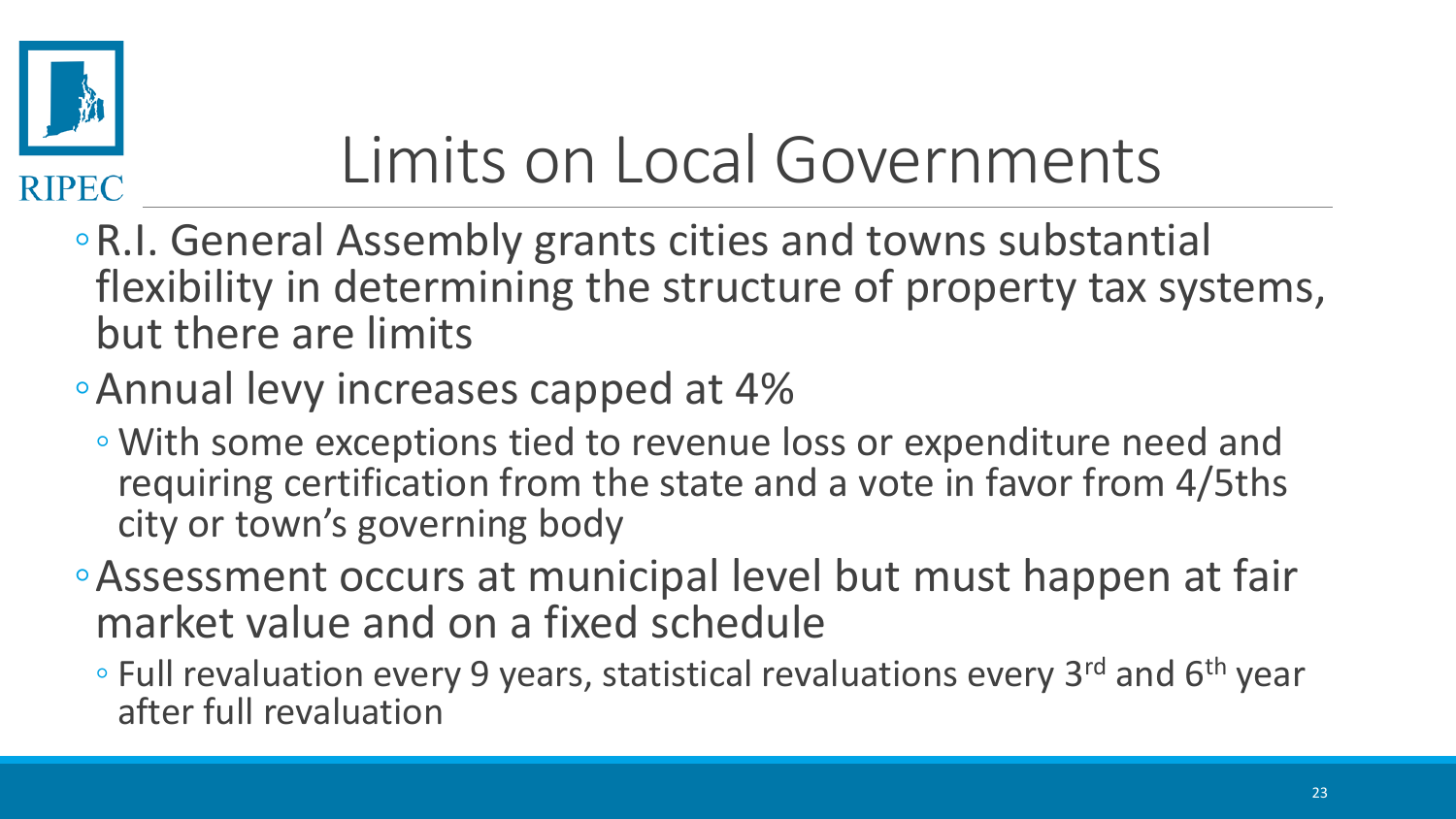# Limits on Local Governments

- R.I. General Assembly grants cities and towns substantial flexibility in determining the structure of property tax systems, but there are limits
- Annual levy increases capped at 4%
  - With some exceptions tied to revenue loss or expenditure need and requiring certification from the state and a vote in favor from 4/5ths city or town's governing body
- Assessment occurs at municipal level but must happen at fair market value and on a fixed schedule
  - Full revaluation every 9 years, statistical revaluations every 3rd and 6th year after full revaluation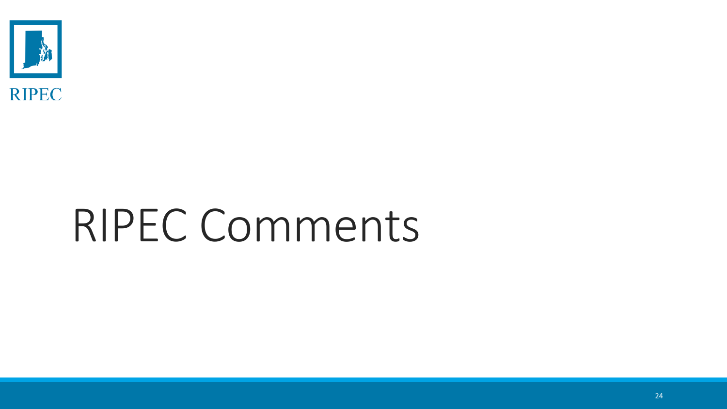# RIPEC Comments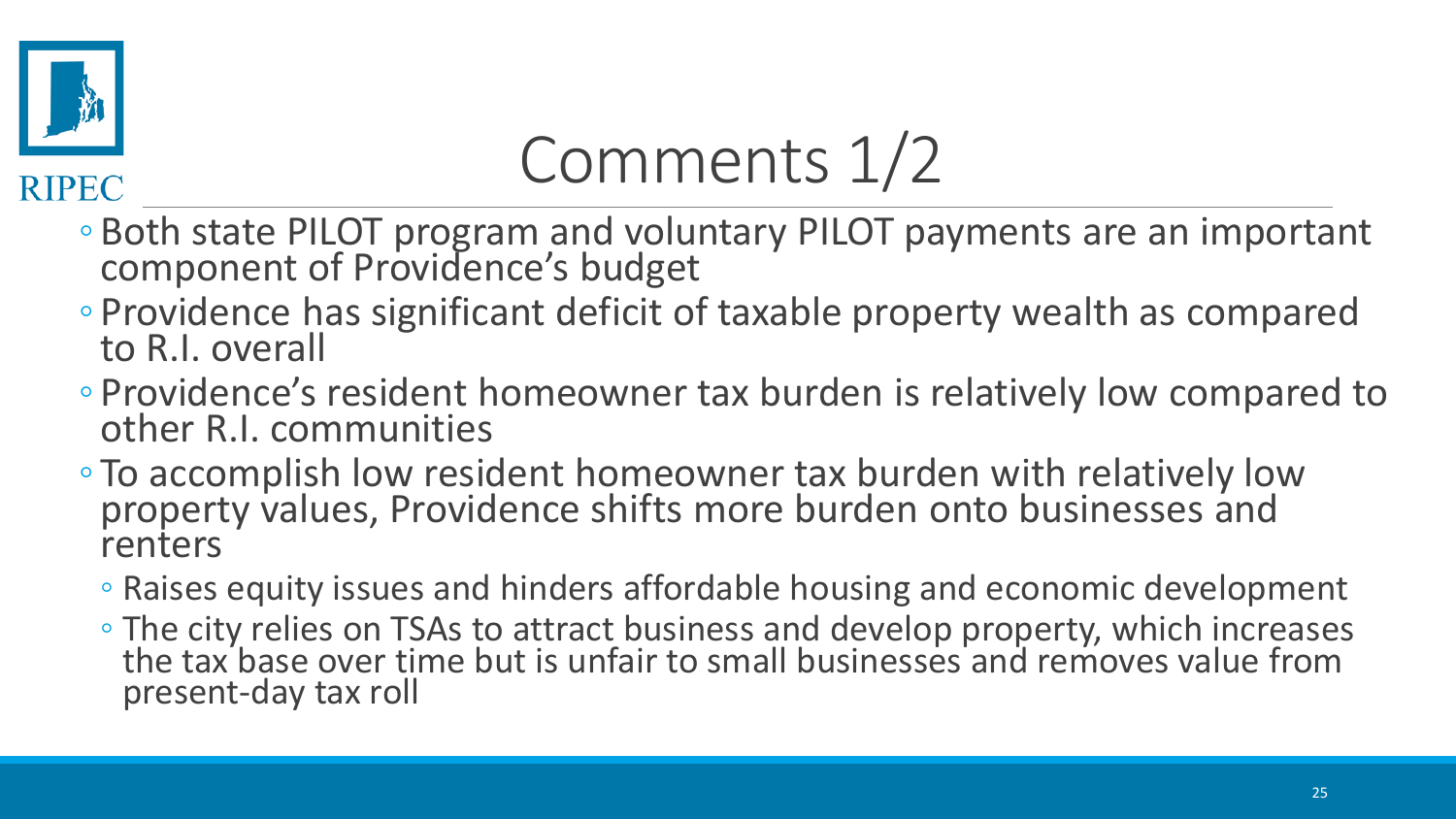# Comments 1/2

- Both state PILOT program and voluntary PILOT payments are an important component of Providence's budget
- Providence has significant deficit of taxable property wealth as compared to R.I. overall
- Providence's resident homeowner tax burden is relatively low compared to other R.I. communities
- To accomplish low resident homeowner tax burden with relatively low property values, Providence shifts more burden onto businesses and renters
  - Raises equity issues and hinders affordable housing and economic development
  - The city relies on TSAs to attract business and develop property, which increases the tax base over time but is unfair to small businesses and removes value from present-day tax roll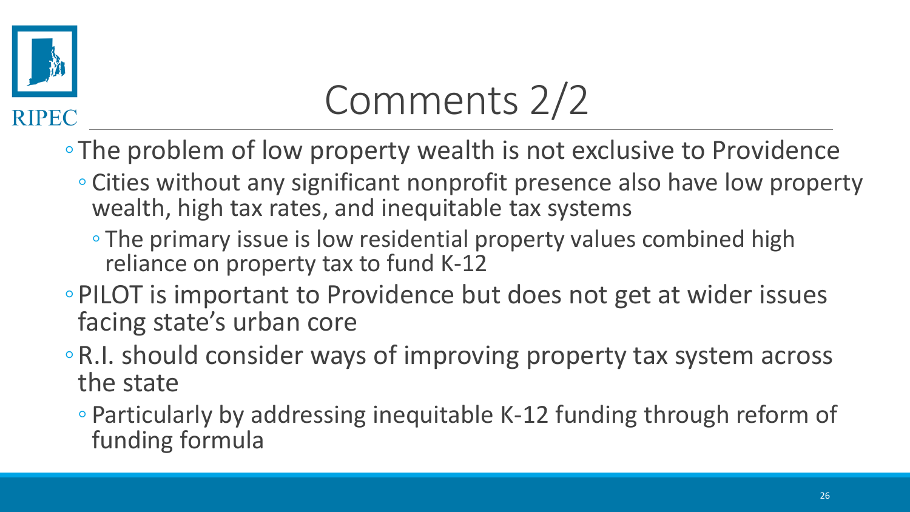# Comments 2/2

- The problem of low property wealth is not exclusive to Providence
  - Cities without any significant nonprofit presence also have low property wealth, high tax rates, and inequitable tax systems
    - The primary issue is low residential property values combined high reliance on property tax to fund K-12
- PILOT is important to Providence but does not get at wider issues facing state's urban core
- R.I. should consider ways of improving property tax system across the state
  - Particularly by addressing inequitable K-12 funding through reform of funding formula